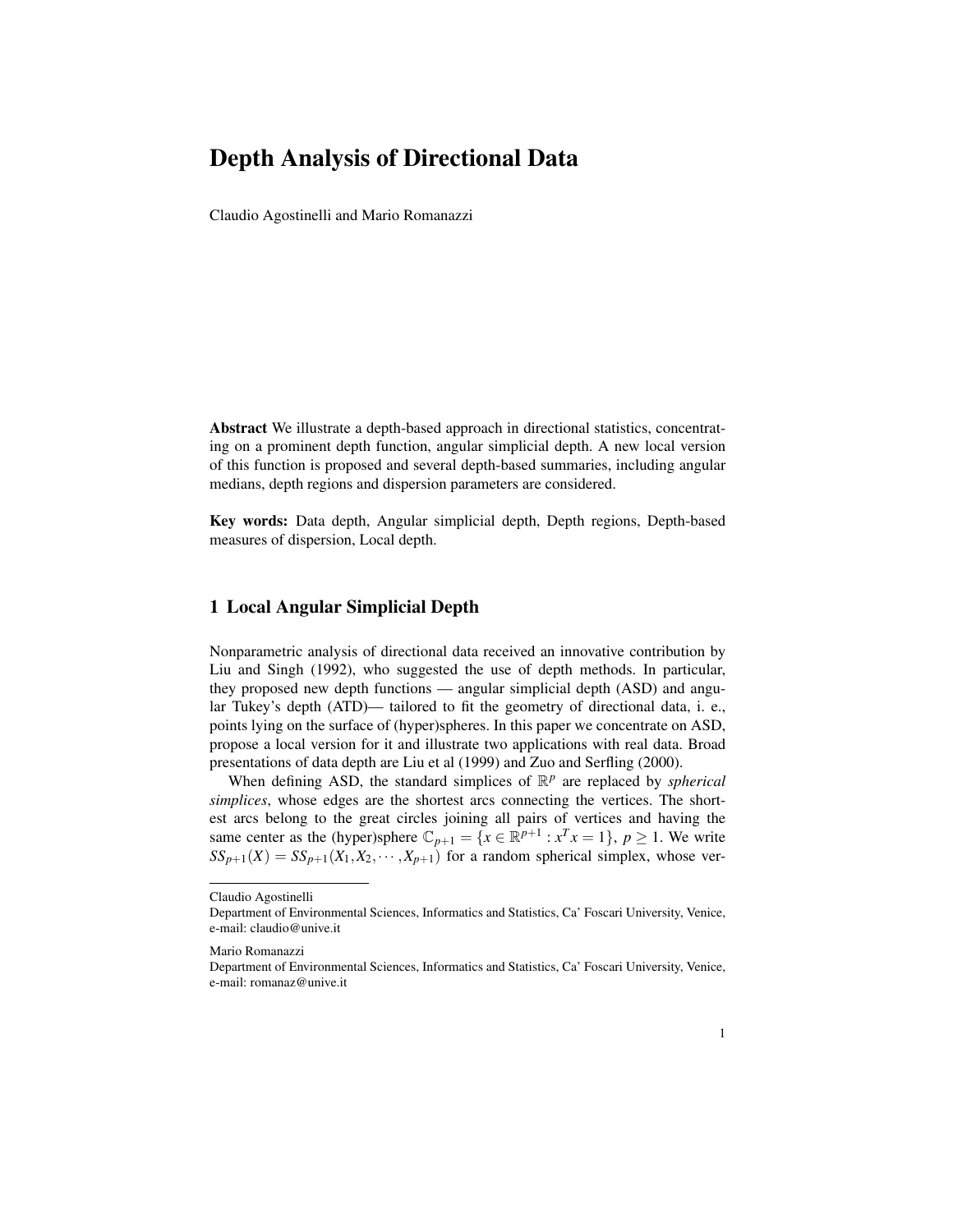# Depth Analysis of Directional Data

Claudio Agostinelli and Mario Romanazzi

**Abstract** We illustrate a depth-based approach in directional statistics, concentrating on a prominent depth function, angular simplicial depth. A new local version of this function is proposed and several depth-based summaries, including angular medians, depth regions and dispersion parameters are considered.

**Key words:** Data depth, Angular simplicial depth, Depth regions, Depth-based measures of dispersion, Local depth.

## 1 Local Angular Simplicial Depth

Nonparametric analysis of directional data received an innovative contribution by Liu and Singh (1992), who suggested the use of depth methods. In particular, they proposed new depth functions — angular simplicial depth (ASD) and angular Tukey's depth (ATD)— tailored to fit the geometry of directional data, i. e., points lying on the surface of (hyper)spheres. In this paper we concentrate on ASD, propose a local version for it and illustrate two applications with real data. Broad presentations of data depth are Liu et al (1999) and Zuo and Serfling (2000).

When defining ASD, the standard simplices of $\mathbb{R}^p$ are replaced by *spherical simplices*, whose edges are the shortest arcs connecting the vertices. The shortest arcs belong to the great circles joining all pairs of vertices and having the same center as the (hyper)sphere $\mathbb{C}_{p+1} = \{x \in \mathbb{R}^{p+1} : x^T x = 1\}$, $p \geq 1$. We write $SS_{p+1}(X) = SS_{p+1}(X_1, X_2, \cdots, X_{p+1})$ for a random spherical simplex, whose ver-

Claudio Agostinelli
Department of Environmental Sciences, Informatics and Statistics, Ca' Foscari University, Venice, e-mail: claudio@unive.it

Mario Romanazzi
Department of Environmental Sciences, Informatics and Statistics, Ca' Foscari University, Venice, e-mail: romanaz@unive.it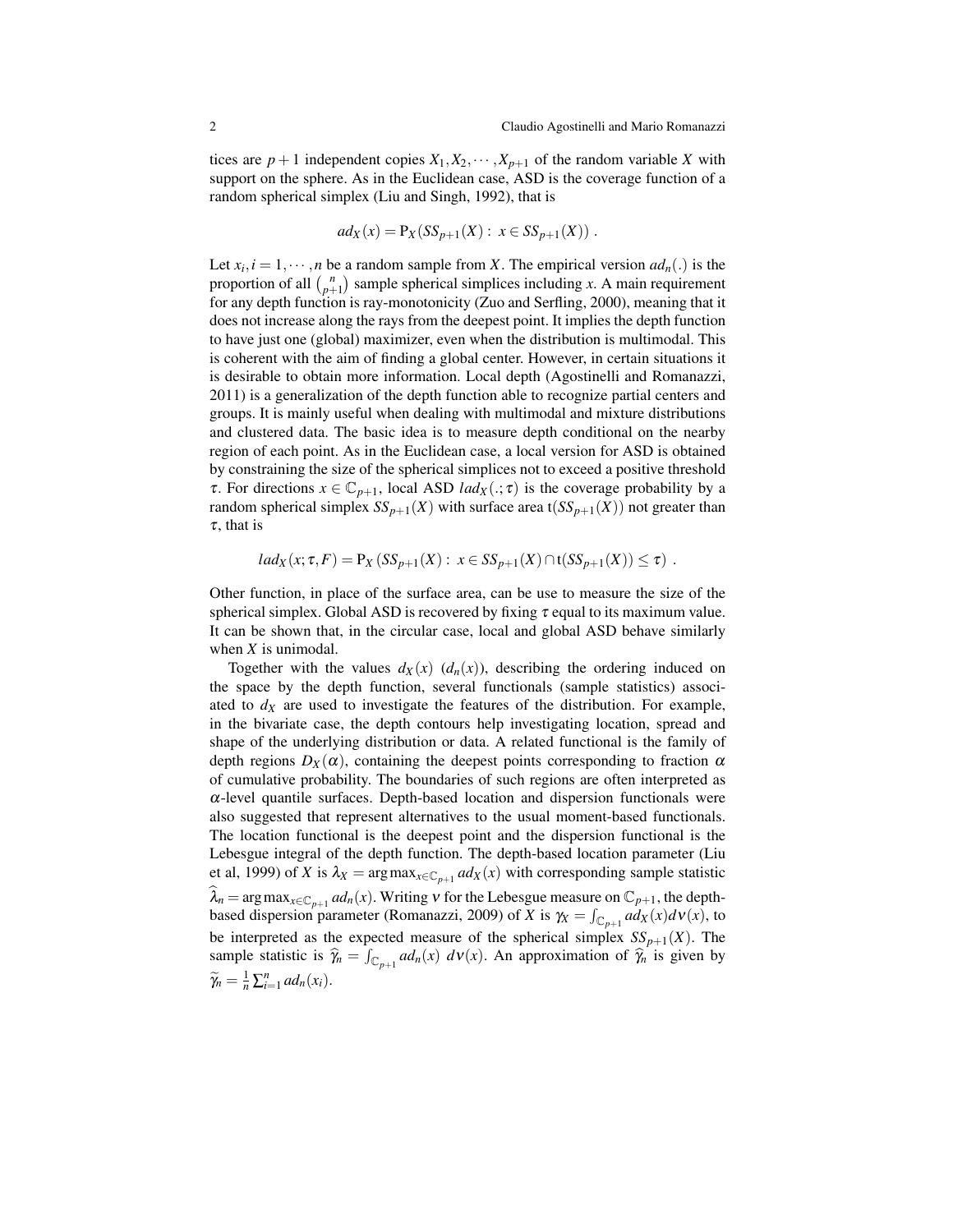tices are $p+1$ independent copies $X_1, X_2, \cdots, X_{p+1}$ of the random variable $X$ with support on the sphere. As in the Euclidean case, ASD is the coverage function of a random spherical simplex (Liu and Singh, 1992), that is

$$ad_X(x) = \mathrm{P}_X(SS_{p+1}(X) : \ x \in SS_{p+1}(X)) \ .$$

Let $x_i, i = 1, \cdots, n$ be a random sample from $X$. The empirical version $ad_n(.)$ is the proportion of all $\binom{n}{p+1}$ sample spherical simplices including $x$. A main requirement for any depth function is ray-monotonicity (Zuo and Serfling, 2000), meaning that it does not increase along the rays from the deepest point. It implies the depth function to have just one (global) maximizer, even when the distribution is multimodal. This is coherent with the aim of finding a global center. However, in certain situations it is desirable to obtain more information. Local depth (Agostinelli and Romanazzi, 2011) is a generalization of the depth function able to recognize partial centers and groups. It is mainly useful when dealing with multimodal and mixture distributions and clustered data. The basic idea is to measure depth conditional on the nearby region of each point. As in the Euclidean case, a local version for ASD is obtained by constraining the size of the spherical simplices not to exceed a positive threshold $\tau$. For directions $x \in \mathbb{C}_{p+1}$, local ASD $lad_X(.;\tau)$ is the coverage probability by a random spherical simplex $SS_{p+1}(X)$ with surface area $\mathrm{t}(SS_{p+1}(X))$ not greater than $\tau$, that is

$$lad_X(x;\tau,F) = \mathrm{P}_X\left(SS_{p+1}(X) : \ x \in SS_{p+1}(X) \cap \mathrm{t}(SS_{p+1}(X)) \leq \tau\right) \ .$$

Other function, in place of the surface area, can be use to measure the size of the spherical simplex. Global ASD is recovered by fixing $\tau$ equal to its maximum value. It can be shown that, in the circular case, local and global ASD behave similarly when $X$ is unimodal.

Together with the values $d_X(x)$ ($d_n(x)$), describing the ordering induced on the space by the depth function, several functionals (sample statistics) associated to $d_X$ are used to investigate the features of the distribution. For example, in the bivariate case, the depth contours help investigating location, spread and shape of the underlying distribution or data. A related functional is the family of depth regions $D_X(\alpha)$, containing the deepest points corresponding to fraction $\alpha$ of cumulative probability. The boundaries of such regions are often interpreted as $\alpha$-level quantile surfaces. Depth-based location and dispersion functionals were also suggested that represent alternatives to the usual moment-based functionals. The location functional is the deepest point and the dispersion functional is the Lebesgue integral of the depth function. The depth-based location parameter (Liu et al, 1999) of $X$ is $\lambda_X = \arg\max_{x \in \mathbb{C}_{p+1}} ad_X(x)$ with corresponding sample statistic $\widehat{\lambda}_n = \arg\max_{x \in \mathbb{C}_{p+1}} ad_n(x)$. Writing $\nu$ for the Lebesgue measure on $\mathbb{C}_{p+1}$, the depth-based dispersion parameter (Romanazzi, 2009) of $X$ is $\gamma_X = \int_{\mathbb{C}_{p+1}} ad_X(x) d\nu(x)$, to be interpreted as the expected measure of the spherical simplex $SS_{p+1}(X)$. The sample statistic is $\widehat{\gamma}_n = \int_{\mathbb{C}_{p+1}} ad_n(x) \ d\nu(x)$. An approximation of $\widehat{\gamma}_n$ is given by $\widetilde{\gamma}_n = \frac{1}{n}\sum_{i=1}^n ad_n(x_i)$.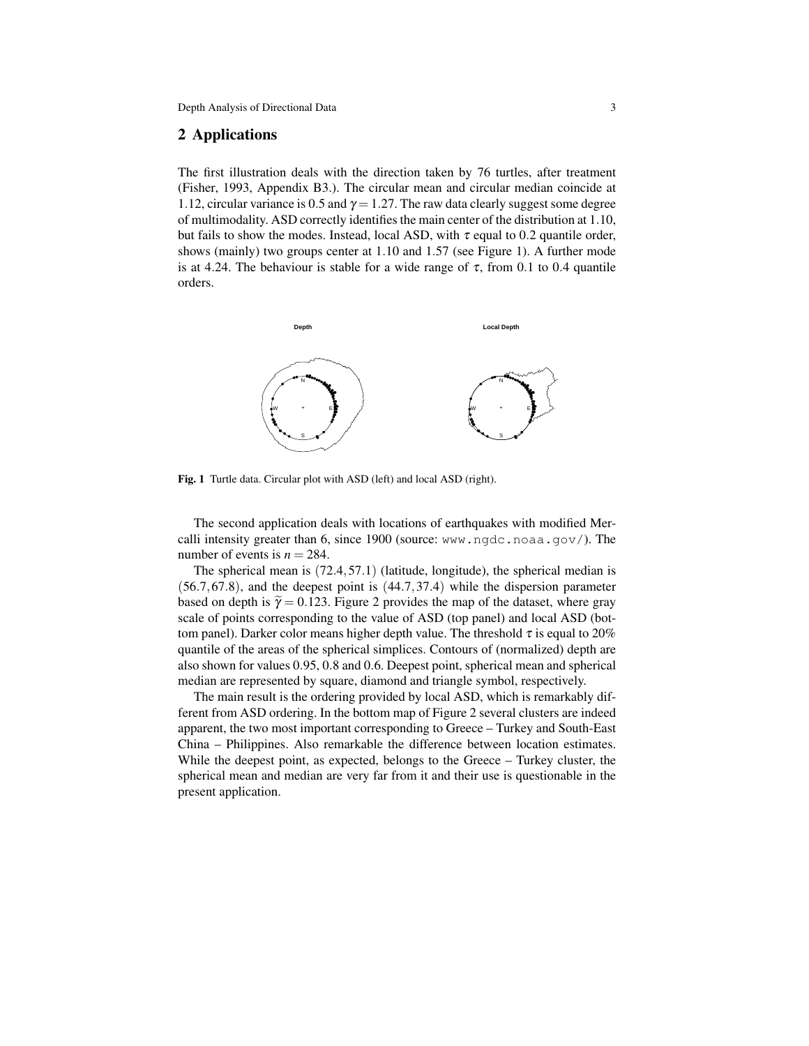## 2 Applications

The first illustration deals with the direction taken by 76 turtles, after treatment (Fisher, 1993, Appendix B3.). The circular mean and circular median coincide at 1.12, circular variance is 0.5 and $\gamma = 1.27$. The raw data clearly suggest some degree of multimodality. ASD correctly identifies the main center of the distribution at 1.10, but fails to show the modes. Instead, local ASD, with $\tau$ equal to 0.2 quantile order, shows (mainly) two groups center at 1.10 and 1.57 (see Figure 1). A further mode is at 4.24. The behaviour is stable for a wide range of $\tau$, from 0.1 to 0.4 quantile orders.

**Fig. 1** Turtle data. Circular plot with ASD (left) and local ASD (right).

The second application deals with locations of earthquakes with modified Mercalli intensity greater than 6, since 1900 (source: `www.ngdc.noaa.gov/`). The number of events is $n = 284$.

The spherical mean is $(72.4, 57.1)$ (latitude, longitude), the spherical median is $(56.7, 67.8)$, and the deepest point is $(44.7, 37.4)$ while the dispersion parameter based on depth is $\widetilde{\gamma} = 0.123$. Figure 2 provides the map of the dataset, where gray scale of points corresponding to the value of ASD (top panel) and local ASD (bottom panel). Darker color means higher depth value. The threshold $\tau$ is equal to 20% quantile of the areas of the spherical simplices. Contours of (normalized) depth are also shown for values 0.95, 0.8 and 0.6. Deepest point, spherical mean and spherical median are represented by square, diamond and triangle symbol, respectively.

The main result is the ordering provided by local ASD, which is remarkably different from ASD ordering. In the bottom map of Figure 2 several clusters are indeed apparent, the two most important corresponding to Greece – Turkey and South-East China – Philippines. Also remarkable the difference between location estimates. While the deepest point, as expected, belongs to the Greece – Turkey cluster, the spherical mean and median are very far from it and their use is questionable in the present application.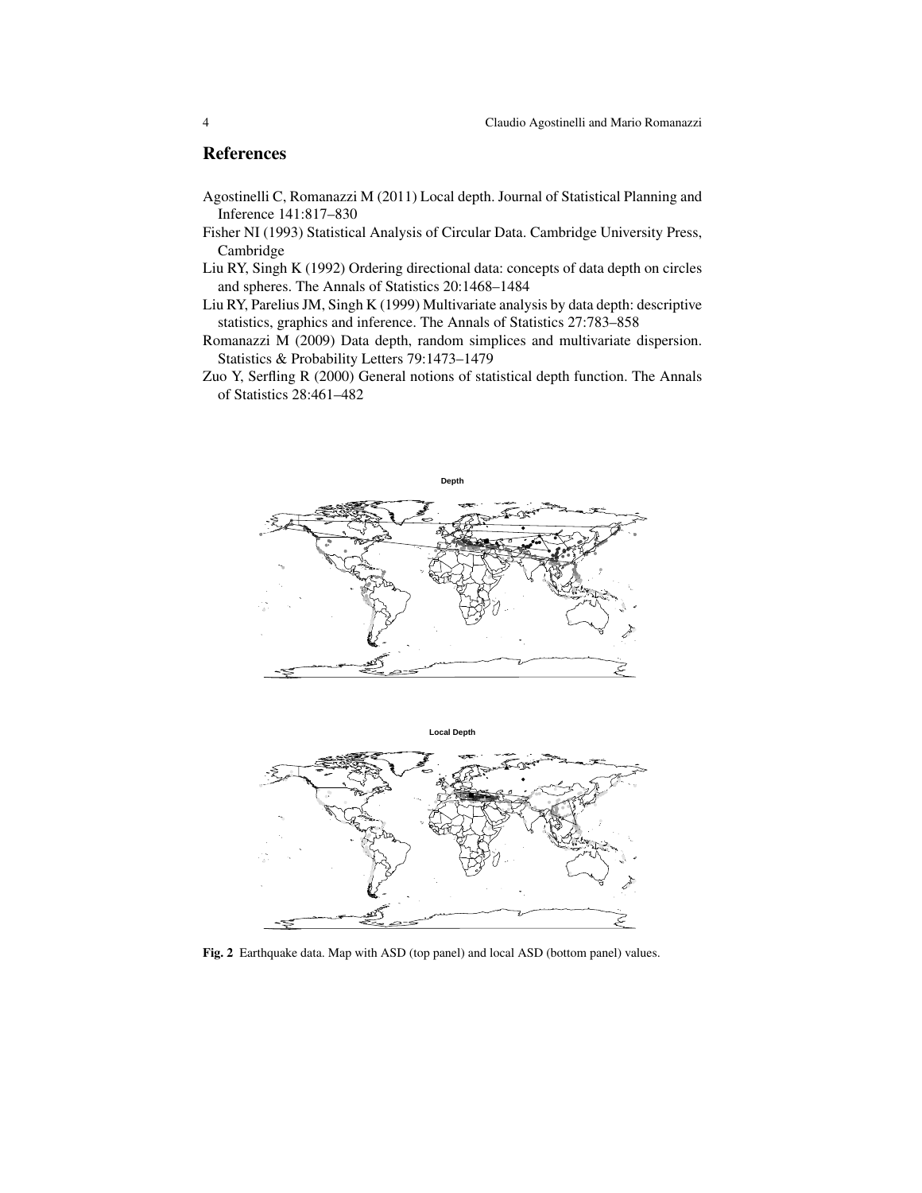## References

Agostinelli C, Romanazzi M (2011) Local depth. Journal of Statistical Planning and Inference 141:817–830

Fisher NI (1993) Statistical Analysis of Circular Data. Cambridge University Press, Cambridge

Liu RY, Singh K (1992) Ordering directional data: concepts of data depth on circles and spheres. The Annals of Statistics 20:1468–1484

Liu RY, Parelius JM, Singh K (1999) Multivariate analysis by data depth: descriptive statistics, graphics and inference. The Annals of Statistics 27:783–858

Romanazzi M (2009) Data depth, random simplices and multivariate dispersion. Statistics & Probability Letters 79:1473–1479

Zuo Y, Serfling R (2000) General notions of statistical depth function. The Annals of Statistics 28:461–482

Depth

Local Depth

**Fig. 2** Earthquake data. Map with ASD (top panel) and local ASD (bottom panel) values.